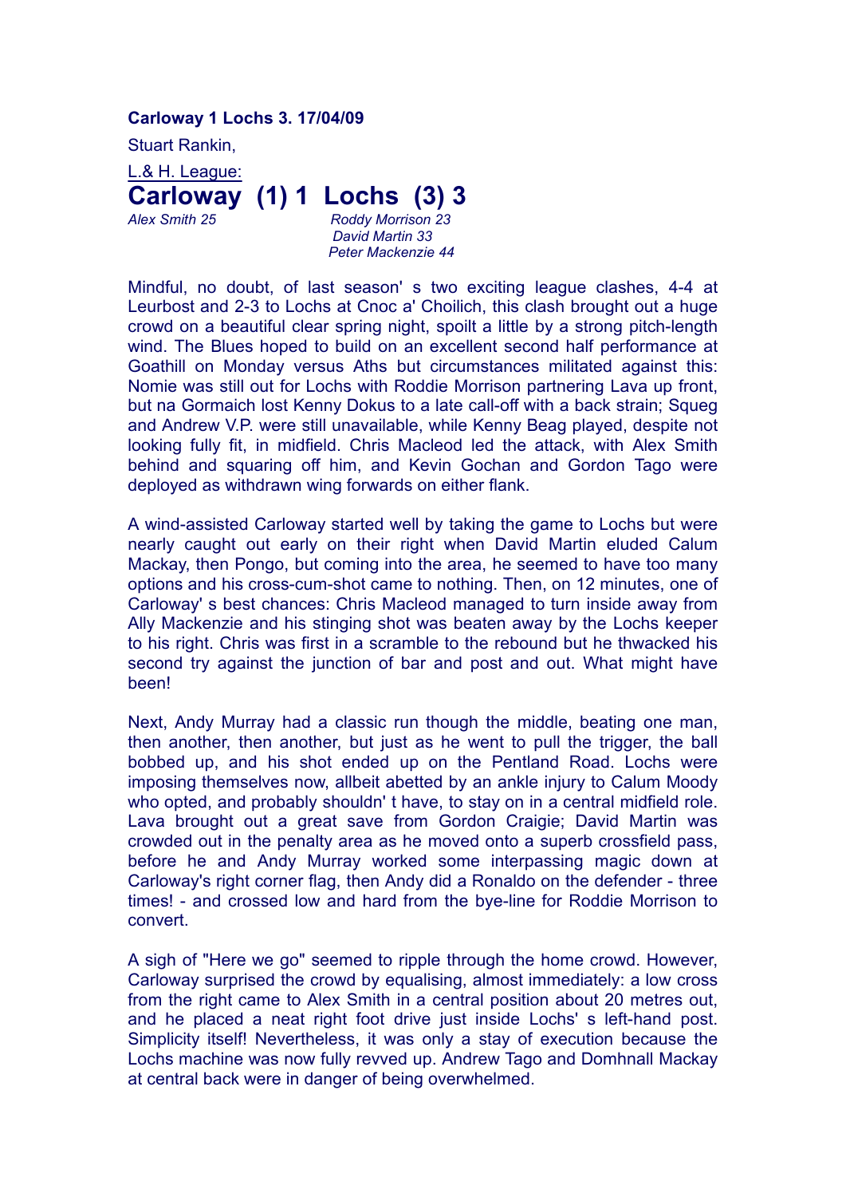**Carloway 1 Lochs 3. 17/04/09**

Stuart Rankin,

L.& H. League:

# Carloway (1) 1 Lochs (3) 3

*Alex Smith 25*

*Roddy Morrison 23*
*David Martin 33*
*Peter Mackenzie 44*

Mindful, no doubt, of last season' s two exciting league clashes, 4-4 at Leurbost and 2-3 to Lochs at Cnoc a' Choilich, this clash brought out a huge crowd on a beautiful clear spring night, spoilt a little by a strong pitch-length wind. The Blues hoped to build on an excellent second half performance at Goathill on Monday versus Aths but circumstances militated against this: Nomie was still out for Lochs with Roddie Morrison partnering Lava up front, but na Gormaich lost Kenny Dokus to a late call-off with a back strain; Squeg and Andrew V.P. were still unavailable, while Kenny Beag played, despite not looking fully fit, in midfield. Chris Macleod led the attack, with Alex Smith behind and squaring off him, and Kevin Gochan and Gordon Tago were deployed as withdrawn wing forwards on either flank.

A wind-assisted Carloway started well by taking the game to Lochs but were nearly caught out early on their right when David Martin eluded Calum Mackay, then Pongo, but coming into the area, he seemed to have too many options and his cross-cum-shot came to nothing. Then, on 12 minutes, one of Carloway' s best chances: Chris Macleod managed to turn inside away from Ally Mackenzie and his stinging shot was beaten away by the Lochs keeper to his right. Chris was first in a scramble to the rebound but he thwacked his second try against the junction of bar and post and out. What might have been!

Next, Andy Murray had a classic run though the middle, beating one man, then another, then another, but just as he went to pull the trigger, the ball bobbed up, and his shot ended up on the Pentland Road. Lochs were imposing themselves now, allbeit abetted by an ankle injury to Calum Moody who opted, and probably shouldn' t have, to stay on in a central midfield role. Lava brought out a great save from Gordon Craigie; David Martin was crowded out in the penalty area as he moved onto a superb crossfield pass, before he and Andy Murray worked some interpassing magic down at Carloway's right corner flag, then Andy did a Ronaldo on the defender - three times! - and crossed low and hard from the bye-line for Roddie Morrison to convert.

A sigh of "Here we go" seemed to ripple through the home crowd. However, Carloway surprised the crowd by equalising, almost immediately: a low cross from the right came to Alex Smith in a central position about 20 metres out, and he placed a neat right foot drive just inside Lochs' s left-hand post. Simplicity itself! Nevertheless, it was only a stay of execution because the Lochs machine was now fully revved up. Andrew Tago and Domhnall Mackay at central back were in danger of being overwhelmed.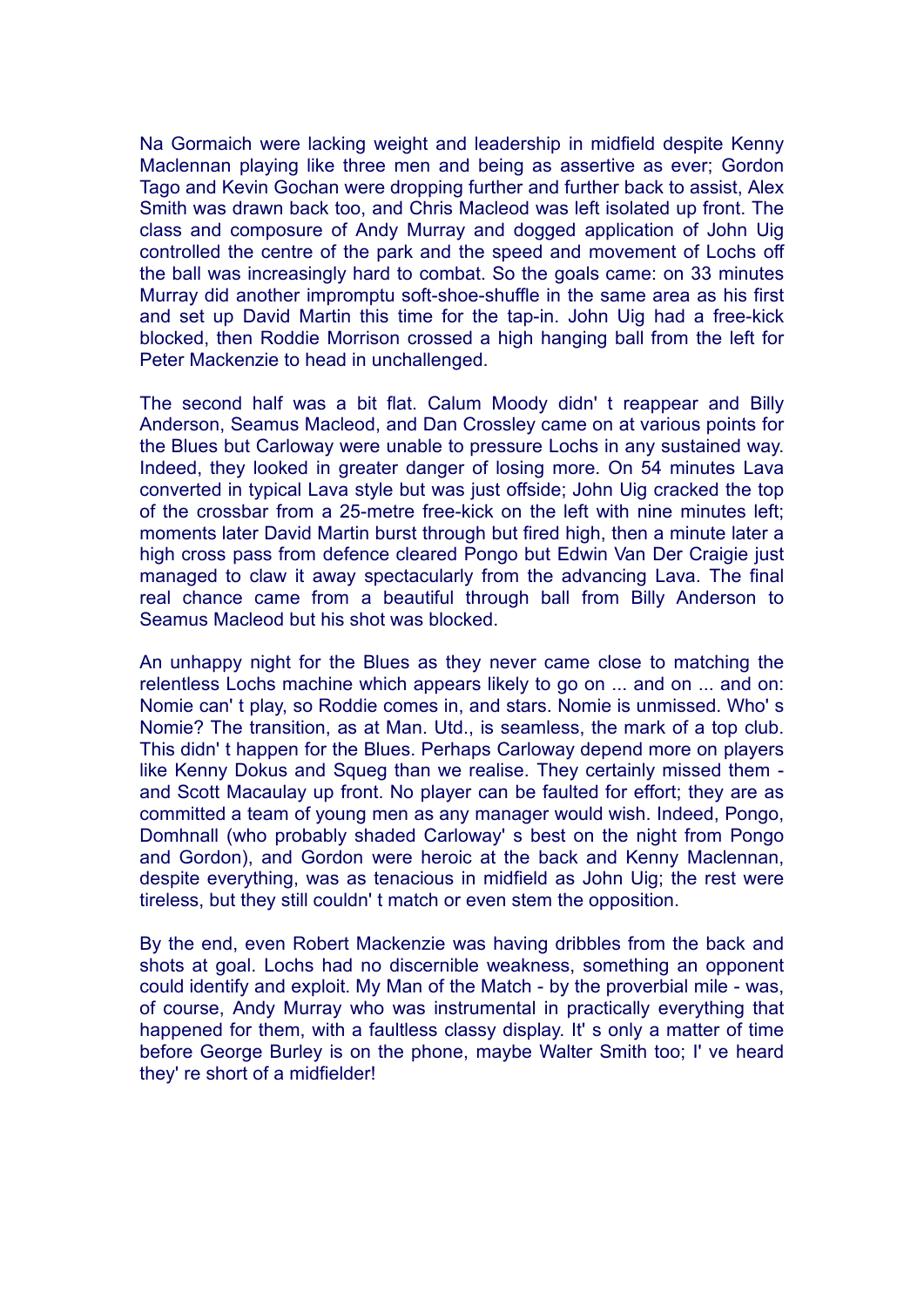Na Gormaich were lacking weight and leadership in midfield despite Kenny Maclennan playing like three men and being as assertive as ever; Gordon Tago and Kevin Gochan were dropping further and further back to assist, Alex Smith was drawn back too, and Chris Macleod was left isolated up front. The class and composure of Andy Murray and dogged application of John Uig controlled the centre of the park and the speed and movement of Lochs off the ball was increasingly hard to combat. So the goals came: on 33 minutes Murray did another impromptu soft-shoe-shuffle in the same area as his first and set up David Martin this time for the tap-in. John Uig had a free-kick blocked, then Roddie Morrison crossed a high hanging ball from the left for Peter Mackenzie to head in unchallenged.

The second half was a bit flat. Calum Moody didn' t reappear and Billy Anderson, Seamus Macleod, and Dan Crossley came on at various points for the Blues but Carloway were unable to pressure Lochs in any sustained way. Indeed, they looked in greater danger of losing more. On 54 minutes Lava converted in typical Lava style but was just offside; John Uig cracked the top of the crossbar from a 25-metre free-kick on the left with nine minutes left; moments later David Martin burst through but fired high, then a minute later a high cross pass from defence cleared Pongo but Edwin Van Der Craigie just managed to claw it away spectacularly from the advancing Lava. The final real chance came from a beautiful through ball from Billy Anderson to Seamus Macleod but his shot was blocked.

An unhappy night for the Blues as they never came close to matching the relentless Lochs machine which appears likely to go on ... and on ... and on: Nomie can' t play, so Roddie comes in, and stars. Nomie is unmissed. Who' s Nomie? The transition, as at Man. Utd., is seamless, the mark of a top club. This didn' t happen for the Blues. Perhaps Carloway depend more on players like Kenny Dokus and Squeg than we realise. They certainly missed them - and Scott Macaulay up front. No player can be faulted for effort; they are as committed a team of young men as any manager would wish. Indeed, Pongo, Domhnall (who probably shaded Carloway' s best on the night from Pongo and Gordon), and Gordon were heroic at the back and Kenny Maclennan, despite everything, was as tenacious in midfield as John Uig; the rest were tireless, but they still couldn' t match or even stem the opposition.

By the end, even Robert Mackenzie was having dribbles from the back and shots at goal. Lochs had no discernible weakness, something an opponent could identify and exploit. My Man of the Match - by the proverbial mile - was, of course, Andy Murray who was instrumental in practically everything that happened for them, with a faultless classy display. It' s only a matter of time before George Burley is on the phone, maybe Walter Smith too; I' ve heard they' re short of a midfielder!